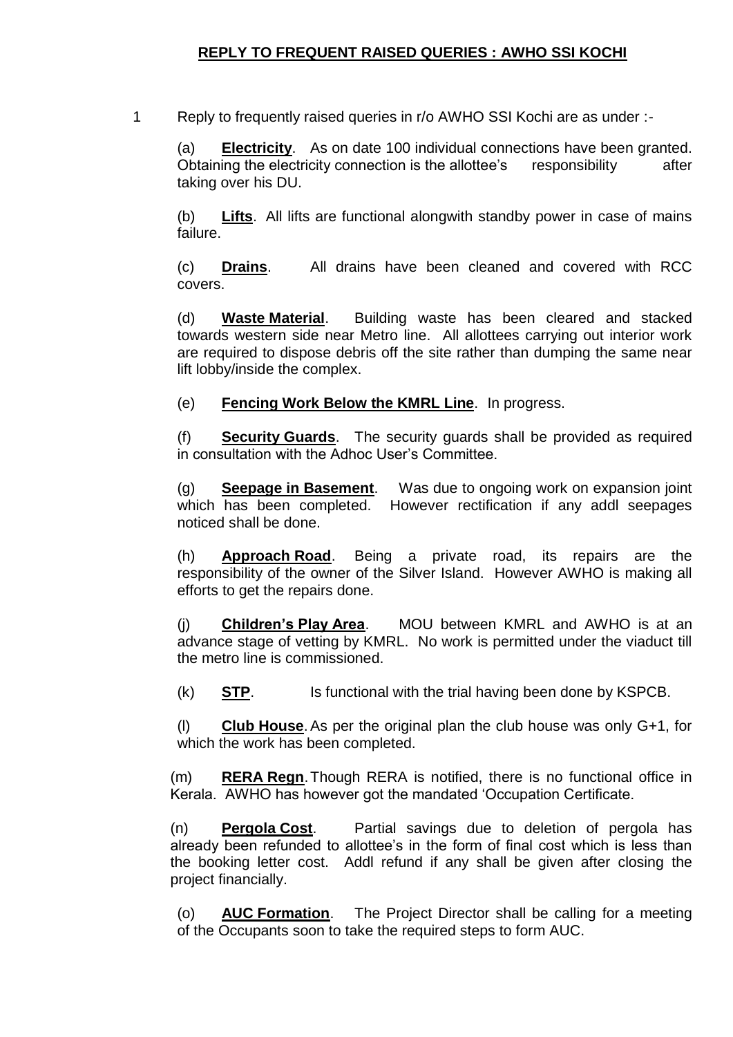## REPLY TO FREQUENT RAISED QUERIES : AWHO SSI KOCHI

1 Reply to frequently raised queries in r/o AWHO SSI Kochi are as under :-

(a) **Electricity**. As on date 100 individual connections have been granted. Obtaining the electricity connection is the allottee's responsibility after taking over his DU.

(b) **Lifts**. All lifts are functional alongwith standby power in case of mains failure.

(c) **Drains**. All drains have been cleaned and covered with RCC covers.

(d) **Waste Material**. Building waste has been cleared and stacked towards western side near Metro line. All allottees carrying out interior work are required to dispose debris off the site rather than dumping the same near lift lobby/inside the complex.

(e) **Fencing Work Below the KMRL Line**. In progress.

(f) **Security Guards**. The security guards shall be provided as required in consultation with the Adhoc User's Committee.

(g) **Seepage in Basement**. Was due to ongoing work on expansion joint which has been completed. However rectification if any addl seepages noticed shall be done.

(h) **Approach Road**. Being a private road, its repairs are the responsibility of the owner of the Silver Island. However AWHO is making all efforts to get the repairs done.

(j) **Children's Play Area**. MOU between KMRL and AWHO is at an advance stage of vetting by KMRL. No work is permitted under the viaduct till the metro line is commissioned.

(k) **STP**. Is functional with the trial having been done by KSPCB.

(l) **Club House**. As per the original plan the club house was only G+1, for which the work has been completed.

(m) **RERA Regn**. Though RERA is notified, there is no functional office in Kerala. AWHO has however got the mandated 'Occupation Certificate.

(n) **Pergola Cost**. Partial savings due to deletion of pergola has already been refunded to allottee's in the form of final cost which is less than the booking letter cost. Addl refund if any shall be given after closing the project financially.

(o) **AUC Formation**. The Project Director shall be calling for a meeting of the Occupants soon to take the required steps to form AUC.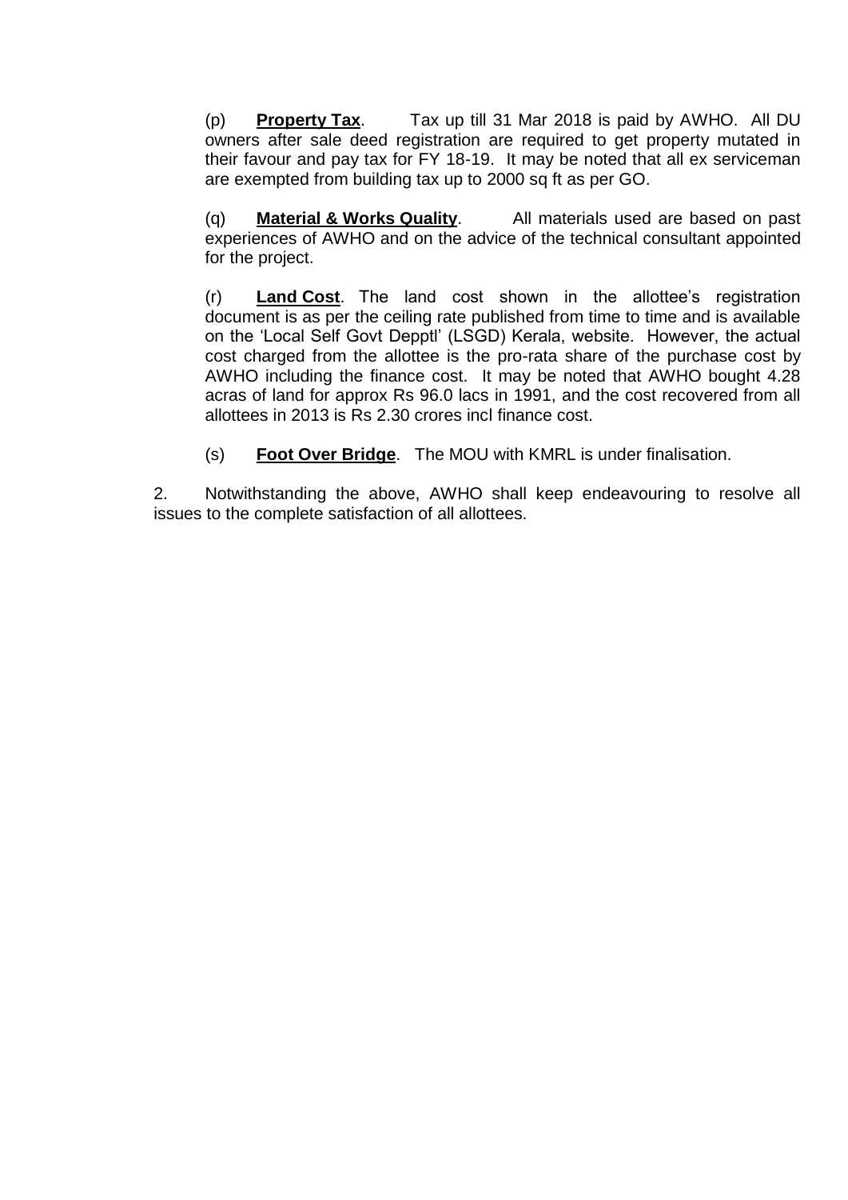(p) **Property Tax**. Tax up till 31 Mar 2018 is paid by AWHO. All DU owners after sale deed registration are required to get property mutated in their favour and pay tax for FY 18-19. It may be noted that all ex serviceman are exempted from building tax up to 2000 sq ft as per GO.

(q) **Material & Works Quality**. All materials used are based on past experiences of AWHO and on the advice of the technical consultant appointed for the project.

(r) **Land Cost**. The land cost shown in the allottee's registration document is as per the ceiling rate published from time to time and is available on the 'Local Self Govt Depptl' (LSGD) Kerala, website. However, the actual cost charged from the allottee is the pro-rata share of the purchase cost by AWHO including the finance cost. It may be noted that AWHO bought 4.28 acras of land for approx Rs 96.0 lacs in 1991, and the cost recovered from all allottees in 2013 is Rs 2.30 crores incl finance cost.

(s) **Foot Over Bridge**. The MOU with KMRL is under finalisation.

2. Notwithstanding the above, AWHO shall keep endeavouring to resolve all issues to the complete satisfaction of all allottees.